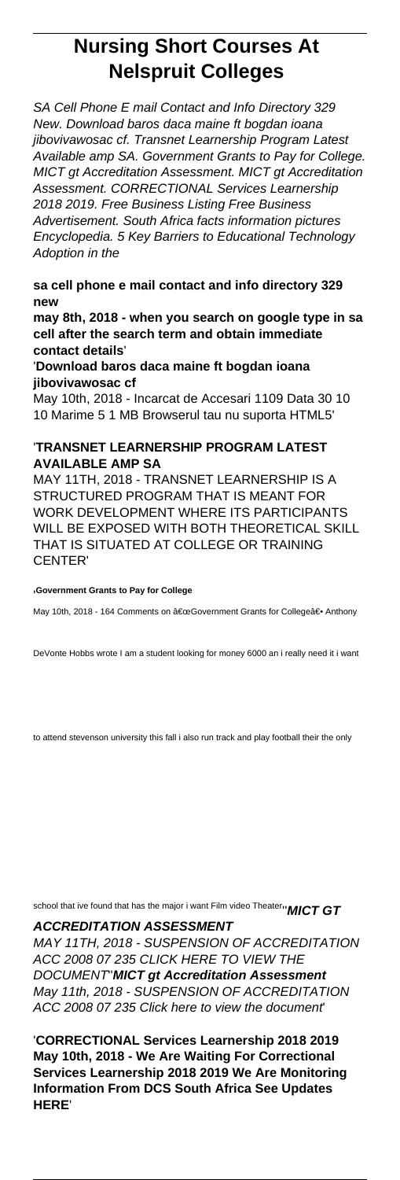# Nursing Short Courses At Nelspruit Colleges

*SA Cell Phone E mail Contact and Info Directory 329 New. Download baros daca maine ft bogdan ioana jibovivawosac cf. Transnet Learnership Program Latest Available amp SA. Government Grants to Pay for College. MICT gt Accreditation Assessment. MICT gt Accreditation Assessment. CORRECTIONAL Services Learnership 2018 2019. Free Business Listing Free Business Advertisement. South Africa facts information pictures Encyclopedia. 5 Key Barriers to Educational Technology Adoption in the*

**sa cell phone e mail contact and info directory 329 new**

**may 8th, 2018 - when you search on google type in sa cell after the search term and obtain immediate contact details**'

'**Download baros daca maine ft bogdan ioana jibovivawosac cf**

May 10th, 2018 - Incarcat de Accesari 1109 Data 30 10 10 Marime 5 1 MB Browserul tau nu suporta HTML5'

'**TRANSNET LEARNERSHIP PROGRAM LATEST AVAILABLE AMP SA**

MAY 11TH, 2018 - TRANSNET LEARNERSHIP IS A STRUCTURED PROGRAM THAT IS MEANT FOR WORK DEVELOPMENT WHERE ITS PARTICIPANTS WILL BE EXPOSED WITH BOTH THEORETICAL SKILL THAT IS SITUATED AT COLLEGE OR TRAINING CENTER'

'**Government Grants to Pay for College**

May 10th, 2018 - 164 Comments on â€œGovernment Grants for Collegeâ€• Anthony DeVonte Hobbs wrote I am a student looking for money 6000 an i really need it i want to attend stevenson university this fall i also run track and play football their the only school that ive found that has the major i want Film video Theater''**MICT GT ACCREDITATION ASSESSMENT**

*MAY 11TH, 2018 - SUSPENSION OF ACCREDITATION ACC 2008 07 235 CLICK HERE TO VIEW THE DOCUMENT*''**MICT gt Accreditation Assessment**

*May 11th, 2018 - SUSPENSION OF ACCREDITATION ACC 2008 07 235 Click here to view the document*'

'**CORRECTIONAL Services Learnership 2018 2019**

**May 10th, 2018 - We Are Waiting For Correctional Services Learnership 2018 2019 We Are Monitoring Information From DCS South Africa See Updates HERE**'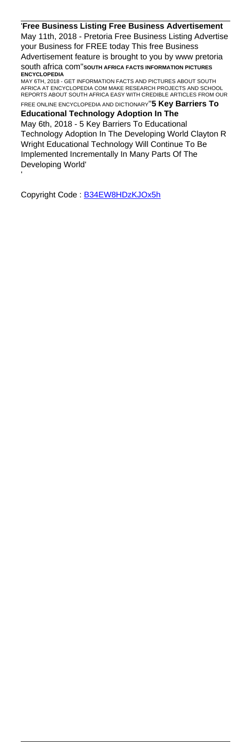'**Free Business Listing Free Business Advertisement**
May 11th, 2018 - Pretoria Free Business Listing Advertise your Business for FREE today This free Business Advertisement feature is brought to you by www pretoria south africa com''**SOUTH AFRICA FACTS INFORMATION PICTURES ENCYCLOPEDIA**
MAY 6TH, 2018 - GET INFORMATION FACTS AND PICTURES ABOUT SOUTH AFRICA AT ENCYCLOPEDIA COM MAKE RESEARCH PROJECTS AND SCHOOL REPORTS ABOUT SOUTH AFRICA EASY WITH CREDIBLE ARTICLES FROM OUR FREE ONLINE ENCYCLOPEDIA AND DICTIONARY''**5 Key Barriers To Educational Technology Adoption In The**
May 6th, 2018 - 5 Key Barriers To Educational Technology Adoption In The Developing World Clayton R Wright Educational Technology Will Continue To Be Implemented Incrementally In Many Parts Of The Developing World'
'

Copyright Code : B34EW8HDzKJOx5h